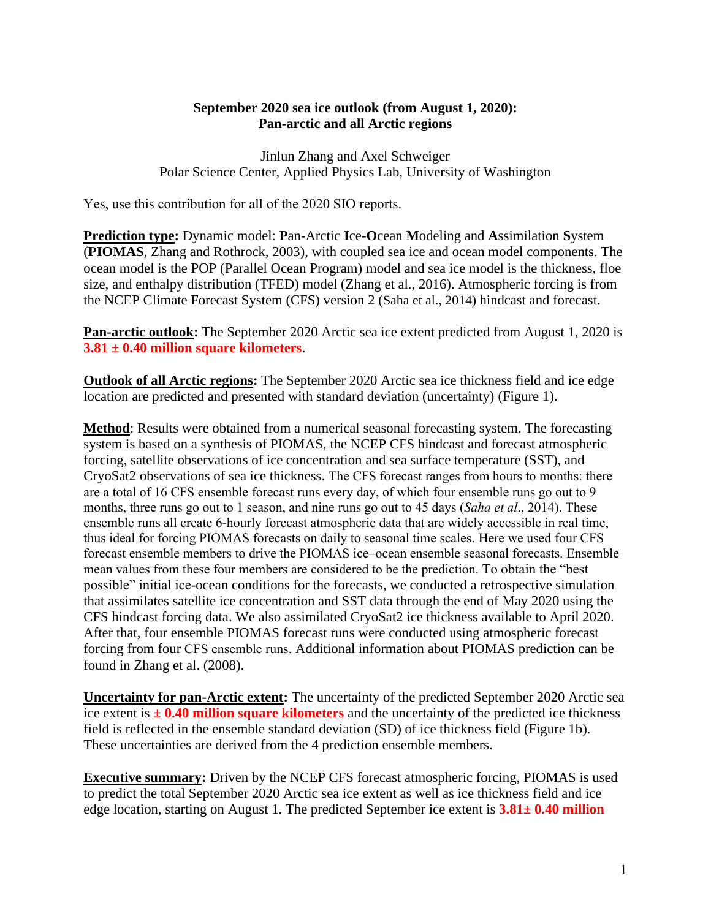**September 2020 sea ice outlook (from August 1, 2020):**
**Pan-arctic and all Arctic regions**

Jinlun Zhang and Axel Schweiger
Polar Science Center, Applied Physics Lab, University of Washington

Yes, use this contribution for all of the 2020 SIO reports.

**Prediction type:** Dynamic model: **P**an-Arctic **I**ce-**O**cean **M**odeling and **A**ssimilation **S**ystem (**PIOMAS**, Zhang and Rothrock, 2003), with coupled sea ice and ocean model components. The ocean model is the POP (Parallel Ocean Program) model and sea ice model is the thickness, floe size, and enthalpy distribution (TFED) model (Zhang et al., 2016). Atmospheric forcing is from the NCEP Climate Forecast System (CFS) version 2 (Saha et al., 2014) hindcast and forecast.

**Pan-arctic outlook:** The September 2020 Arctic sea ice extent predicted from August 1, 2020 is **3.81 ± 0.40 million square kilometers**.

**Outlook of all Arctic regions:** The September 2020 Arctic sea ice thickness field and ice edge location are predicted and presented with standard deviation (uncertainty) (Figure 1).

**Method**: Results were obtained from a numerical seasonal forecasting system. The forecasting system is based on a synthesis of PIOMAS, the NCEP CFS hindcast and forecast atmospheric forcing, satellite observations of ice concentration and sea surface temperature (SST), and CryoSat2 observations of sea ice thickness. The CFS forecast ranges from hours to months: there are a total of 16 CFS ensemble forecast runs every day, of which four ensemble runs go out to 9 months, three runs go out to 1 season, and nine runs go out to 45 days (*Saha et al*., 2014). These ensemble runs all create 6-hourly forecast atmospheric data that are widely accessible in real time, thus ideal for forcing PIOMAS forecasts on daily to seasonal time scales. Here we used four CFS forecast ensemble members to drive the PIOMAS ice–ocean ensemble seasonal forecasts. Ensemble mean values from these four members are considered to be the prediction. To obtain the "best possible" initial ice-ocean conditions for the forecasts, we conducted a retrospective simulation that assimilates satellite ice concentration and SST data through the end of May 2020 using the CFS hindcast forcing data. We also assimilated CryoSat2 ice thickness available to April 2020. After that, four ensemble PIOMAS forecast runs were conducted using atmospheric forecast forcing from four CFS ensemble runs. Additional information about PIOMAS prediction can be found in Zhang et al. (2008).

**Uncertainty for pan-Arctic extent:** The uncertainty of the predicted September 2020 Arctic sea ice extent is **± 0.40 million square kilometers** and the uncertainty of the predicted ice thickness field is reflected in the ensemble standard deviation (SD) of ice thickness field (Figure 1b). These uncertainties are derived from the 4 prediction ensemble members.

**Executive summary:** Driven by the NCEP CFS forecast atmospheric forcing, PIOMAS is used to predict the total September 2020 Arctic sea ice extent as well as ice thickness field and ice edge location, starting on August 1. The predicted September ice extent is **3.81± 0.40 million**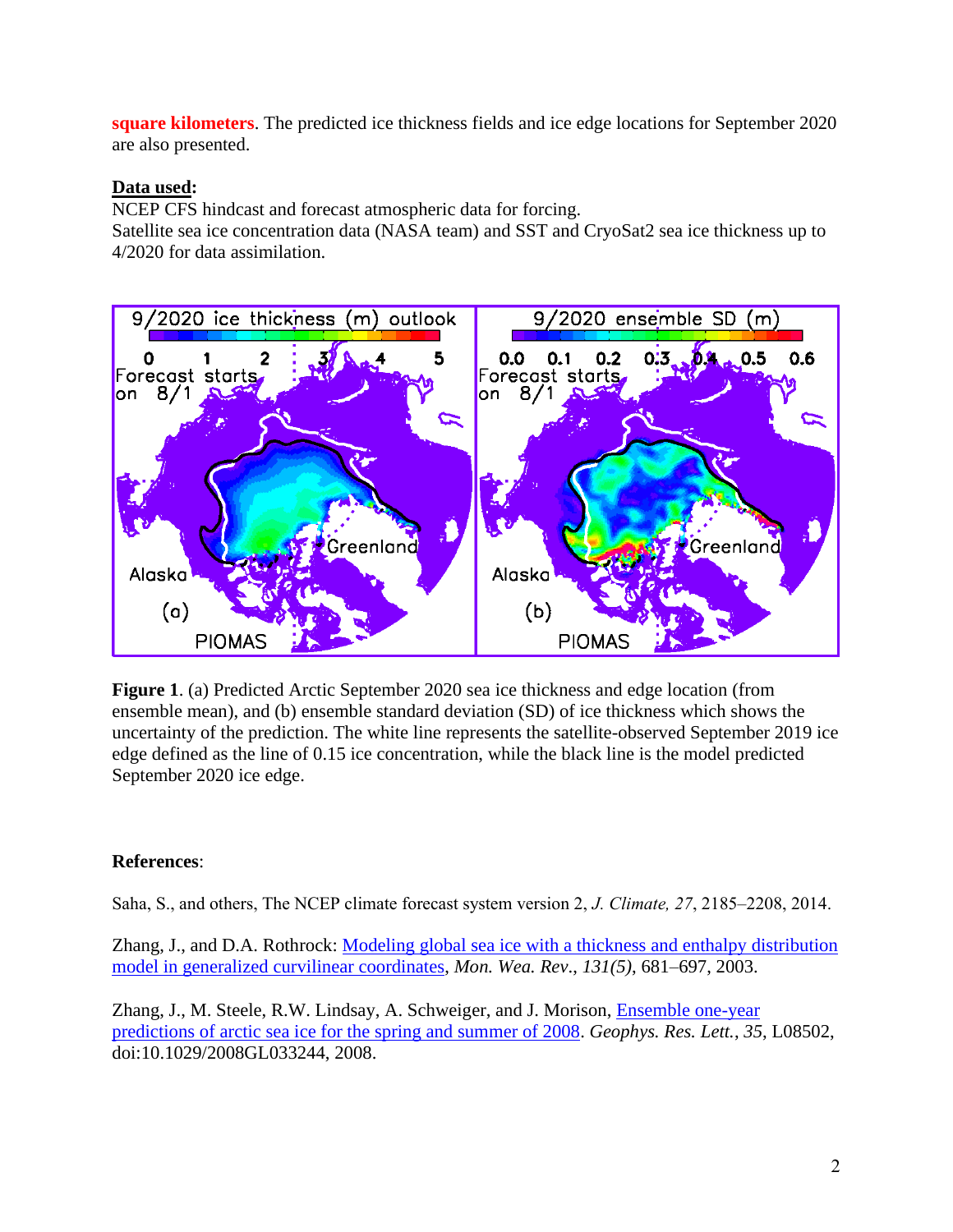**square kilometers**. The predicted ice thickness fields and ice edge locations for September 2020 are also presented.

**Data used:**

NCEP CFS hindcast and forecast atmospheric data for forcing.
Satellite sea ice concentration data (NASA team) and SST and CryoSat2 sea ice thickness up to 4/2020 for data assimilation.

**Figure 1**. (a) Predicted Arctic September 2020 sea ice thickness and edge location (from ensemble mean), and (b) ensemble standard deviation (SD) of ice thickness which shows the uncertainty of the prediction. The white line represents the satellite-observed September 2019 ice edge defined as the line of 0.15 ice concentration, while the black line is the model predicted September 2020 ice edge.

**References**:

Saha, S., and others, The NCEP climate forecast system version 2, *J. Climate, 27*, 2185–2208, 2014.

Zhang, J., and D.A. Rothrock: Modeling global sea ice with a thickness and enthalpy distribution model in generalized curvilinear coordinates, *Mon. Wea. Rev*., *131(5)*, 681–697, 2003.

Zhang, J., M. Steele, R.W. Lindsay, A. Schweiger, and J. Morison, Ensemble one-year predictions of arctic sea ice for the spring and summer of 2008. *Geophys. Res. Lett.*, *35*, L08502, doi:10.1029/2008GL033244, 2008.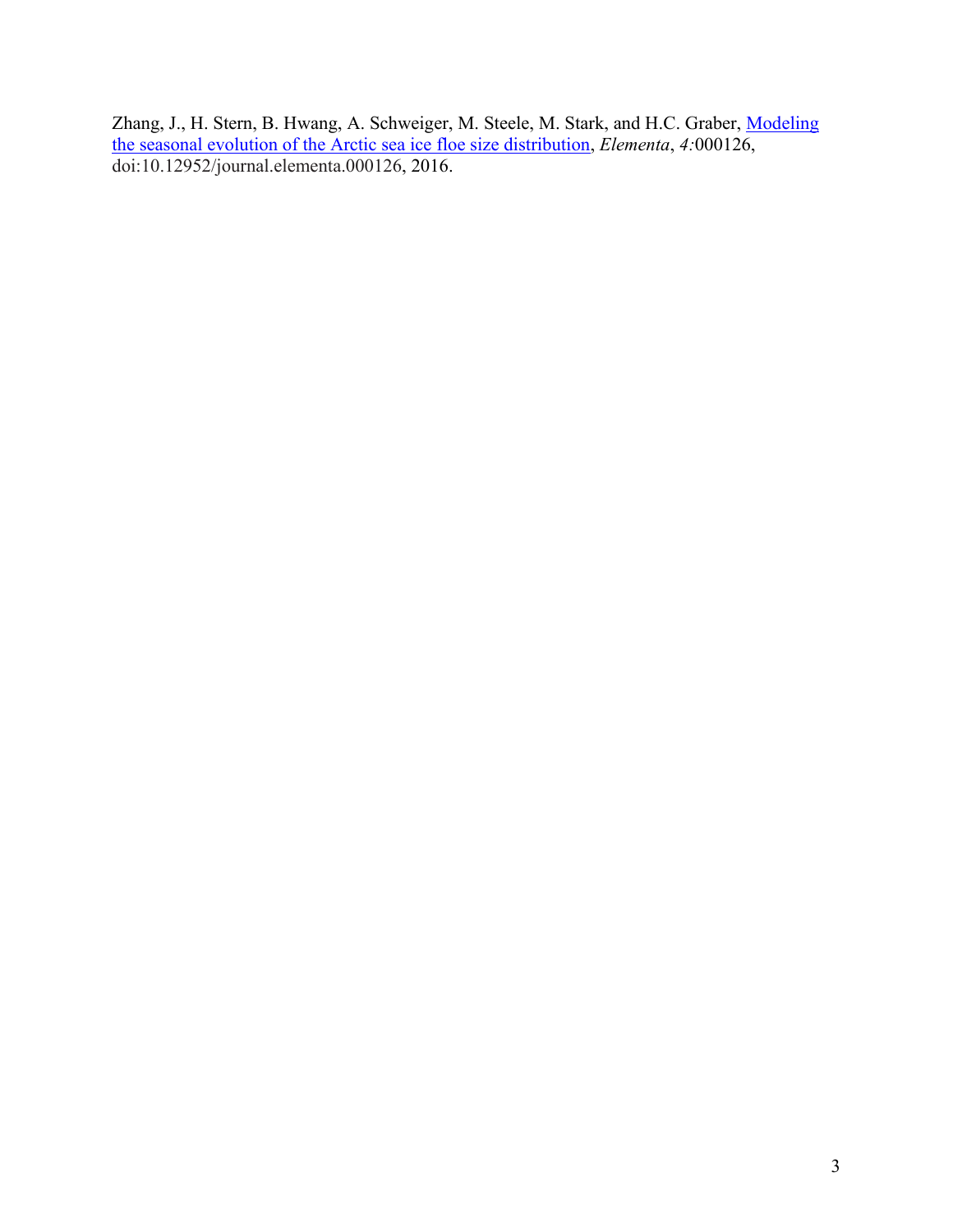Zhang, J., H. Stern, B. Hwang, A. Schweiger, M. Steele, M. Stark, and H.C. Graber, Modeling the seasonal evolution of the Arctic sea ice floe size distribution, *Elementa*, *4:*000126, doi:10.12952/journal.elementa.000126, 2016.